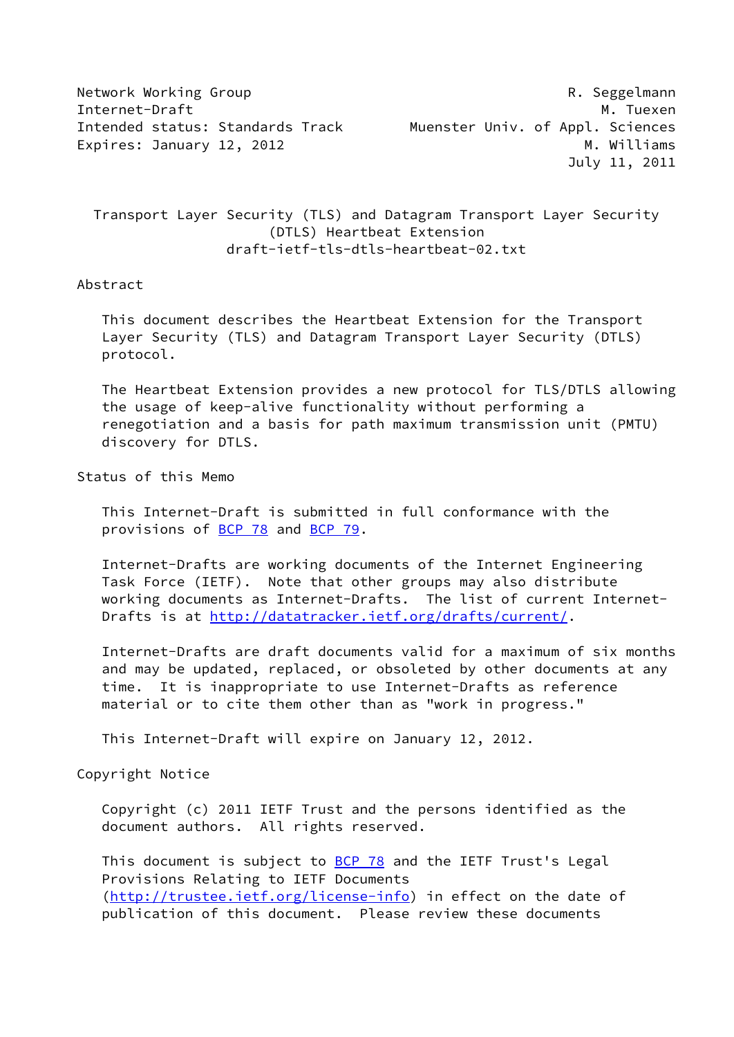Network Working Group R. Seggelmann
Internet-Draft M. Tuexen
Intended status: Standards Track Muenster Univ. of Appl. Sciences
Expires: January 12, 2012 M. Williams
July 11, 2011

# Transport Layer Security (TLS) and Datagram Transport Layer Security (DTLS) Heartbeat Extension

draft-ietf-tls-dtls-heartbeat-02.txt

## Abstract

This document describes the Heartbeat Extension for the Transport Layer Security (TLS) and Datagram Transport Layer Security (DTLS) protocol.

The Heartbeat Extension provides a new protocol for TLS/DTLS allowing the usage of keep-alive functionality without performing a renegotiation and a basis for path maximum transmission unit (PMTU) discovery for DTLS.

## Status of this Memo

This Internet-Draft is submitted in full conformance with the provisions of BCP 78 and BCP 79.

Internet-Drafts are working documents of the Internet Engineering Task Force (IETF). Note that other groups may also distribute working documents as Internet-Drafts. The list of current Internet-Drafts is at http://datatracker.ietf.org/drafts/current/.

Internet-Drafts are draft documents valid for a maximum of six months and may be updated, replaced, or obsoleted by other documents at any time. It is inappropriate to use Internet-Drafts as reference material or to cite them other than as "work in progress."

This Internet-Draft will expire on January 12, 2012.

## Copyright Notice

Copyright (c) 2011 IETF Trust and the persons identified as the document authors. All rights reserved.

This document is subject to BCP 78 and the IETF Trust's Legal Provisions Relating to IETF Documents (http://trustee.ietf.org/license-info) in effect on the date of publication of this document. Please review these documents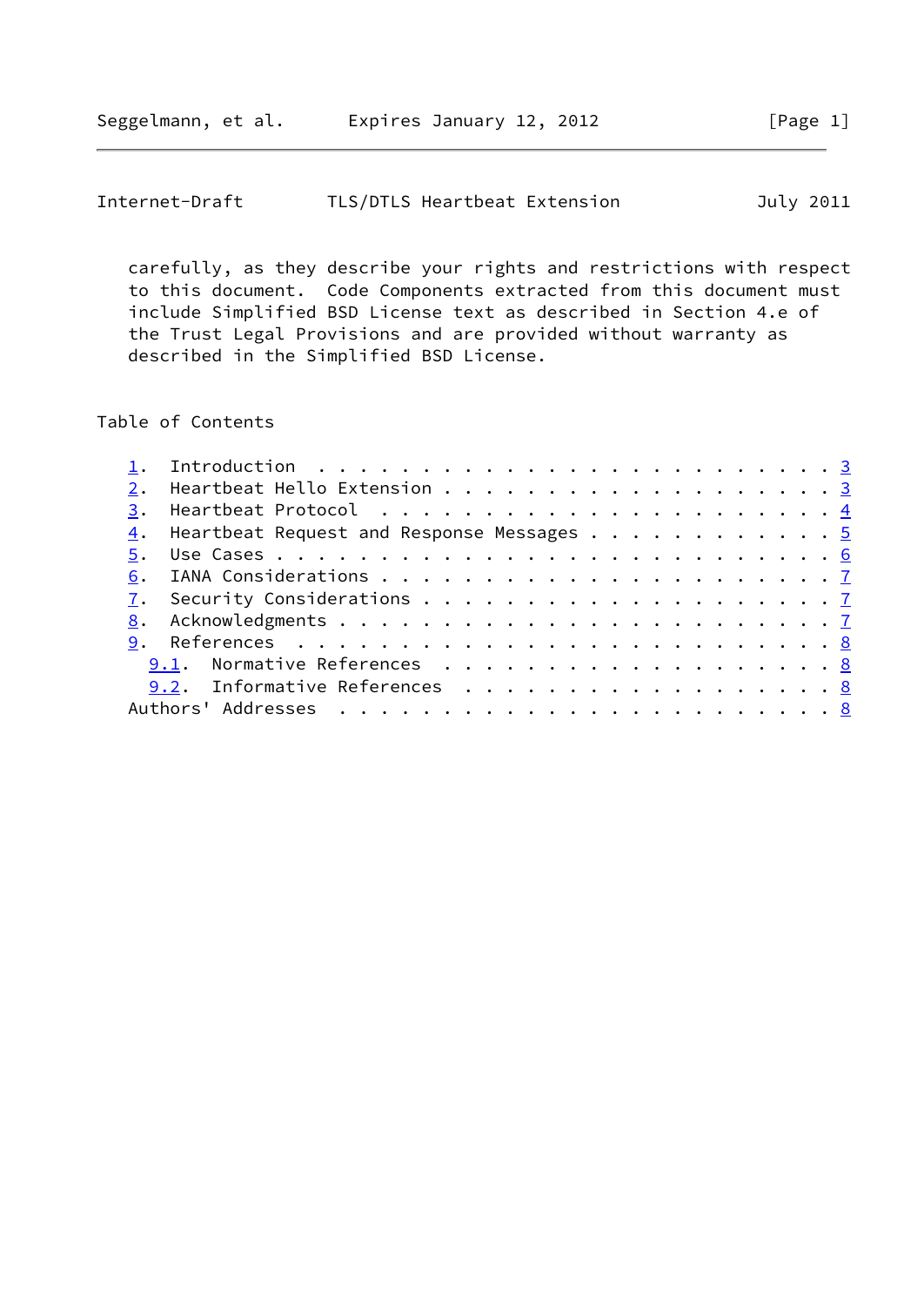carefully, as they describe your rights and restrictions with respect to this document. Code Components extracted from this document must include Simplified BSD License text as described in Section 4.e of the Trust Legal Provisions and are provided without warranty as described in the Simplified BSD License.

## Table of Contents

```
   1.  Introduction . . . . . . . . . . . . . . . . . . . . . . . . . 3
   2.  Heartbeat Hello Extension . . . . . . . . . . . . . . . . . . . 3
   3.  Heartbeat Protocol  . . . . . . . . . . . . . . . . . . . . . . 4
   4.  Heartbeat Request and Response Messages . . . . . . . . . . . . 5
   5.  Use Cases . . . . . . . . . . . . . . . . . . . . . . . . . . . 6
   6.  IANA Considerations . . . . . . . . . . . . . . . . . . . . . . 7
   7.  Security Considerations . . . . . . . . . . . . . . . . . . . . 7
   8.  Acknowledgments . . . . . . . . . . . . . . . . . . . . . . . . 7
   9.  References  . . . . . . . . . . . . . . . . . . . . . . . . . . 8
     9.1.  Normative References  . . . . . . . . . . . . . . . . . . . 8
     9.2.  Informative References  . . . . . . . . . . . . . . . . . . 8
   Authors' Addresses  . . . . . . . . . . . . . . . . . . . . . . . . 8
```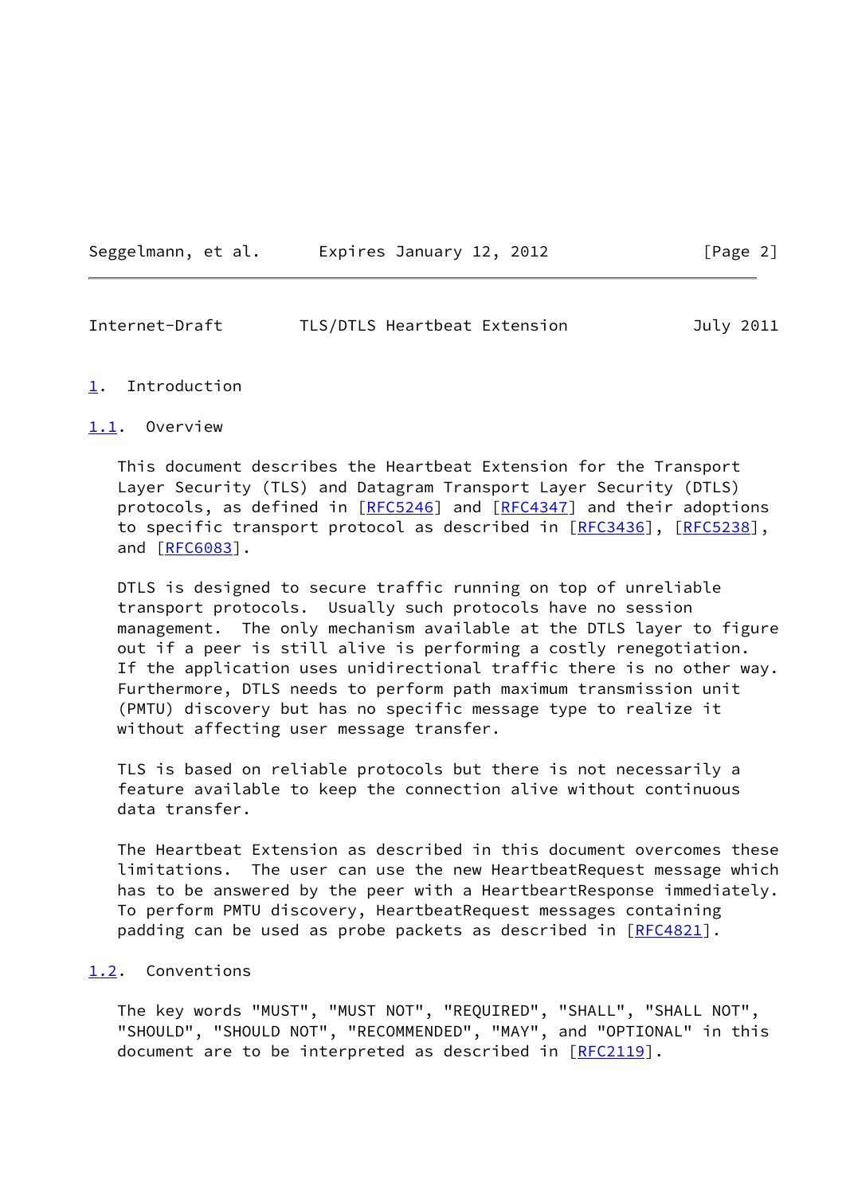# 1. Introduction

## 1.1. Overview

This document describes the Heartbeat Extension for the Transport Layer Security (TLS) and Datagram Transport Layer Security (DTLS) protocols, as defined in [RFC5246] and [RFC4347] and their adoptions to specific transport protocol as described in [RFC3436], [RFC5238], and [RFC6083].

DTLS is designed to secure traffic running on top of unreliable transport protocols. Usually such protocols have no session management. The only mechanism available at the DTLS layer to figure out if a peer is still alive is performing a costly renegotiation. If the application uses unidirectional traffic there is no other way. Furthermore, DTLS needs to perform path maximum transmission unit (PMTU) discovery but has no specific message type to realize it without affecting user message transfer.

TLS is based on reliable protocols but there is not necessarily a feature available to keep the connection alive without continuous data transfer.

The Heartbeat Extension as described in this document overcomes these limitations. The user can use the new HeartbeatRequest message which has to be answered by the peer with a HeartbeartResponse immediately. To perform PMTU discovery, HeartbeatRequest messages containing padding can be used as probe packets as described in [RFC4821].

## 1.2. Conventions

The key words "MUST", "MUST NOT", "REQUIRED", "SHALL", "SHALL NOT", "SHOULD", "SHOULD NOT", "RECOMMENDED", "MAY", and "OPTIONAL" in this document are to be interpreted as described in [RFC2119].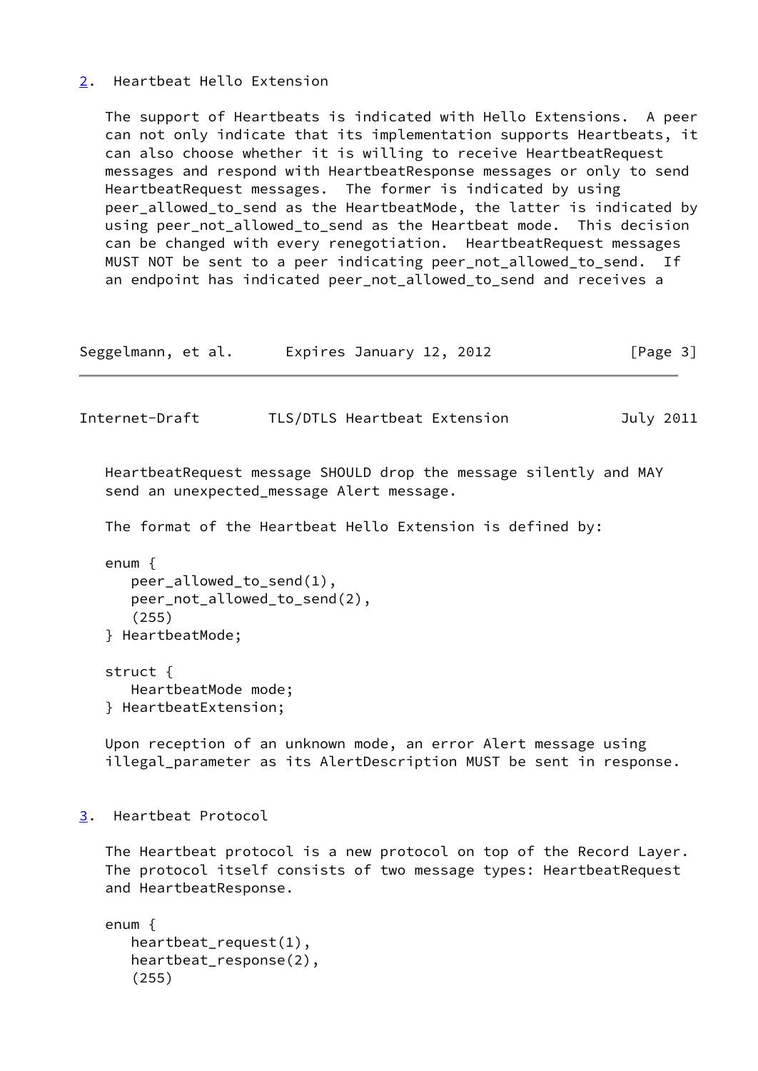## 2. Heartbeat Hello Extension

The support of Heartbeats is indicated with Hello Extensions. A peer can not only indicate that its implementation supports Heartbeats, it can also choose whether it is willing to receive HeartbeatRequest messages and respond with HeartbeatResponse messages or only to send HeartbeatRequest messages. The former is indicated by using peer_allowed_to_send as the HeartbeatMode, the latter is indicated by using peer_not_allowed_to_send as the Heartbeat mode. This decision can be changed with every renegotiation. HeartbeatRequest messages MUST NOT be sent to a peer indicating peer_not_allowed_to_send. If an endpoint has indicated peer_not_allowed_to_send and receives a HeartbeatRequest message SHOULD drop the message silently and MAY send an unexpected_message Alert message.

The format of the Heartbeat Hello Extension is defined by:

```
enum {
   peer_allowed_to_send(1),
   peer_not_allowed_to_send(2),
   (255)
} HeartbeatMode;

struct {
   HeartbeatMode mode;
} HeartbeatExtension;
```

Upon reception of an unknown mode, an error Alert message using illegal_parameter as its AlertDescription MUST be sent in response.

## 3. Heartbeat Protocol

The Heartbeat protocol is a new protocol on top of the Record Layer. The protocol itself consists of two message types: HeartbeatRequest and HeartbeatResponse.

```
enum {
   heartbeat_request(1),
   heartbeat_response(2),
   (255)
```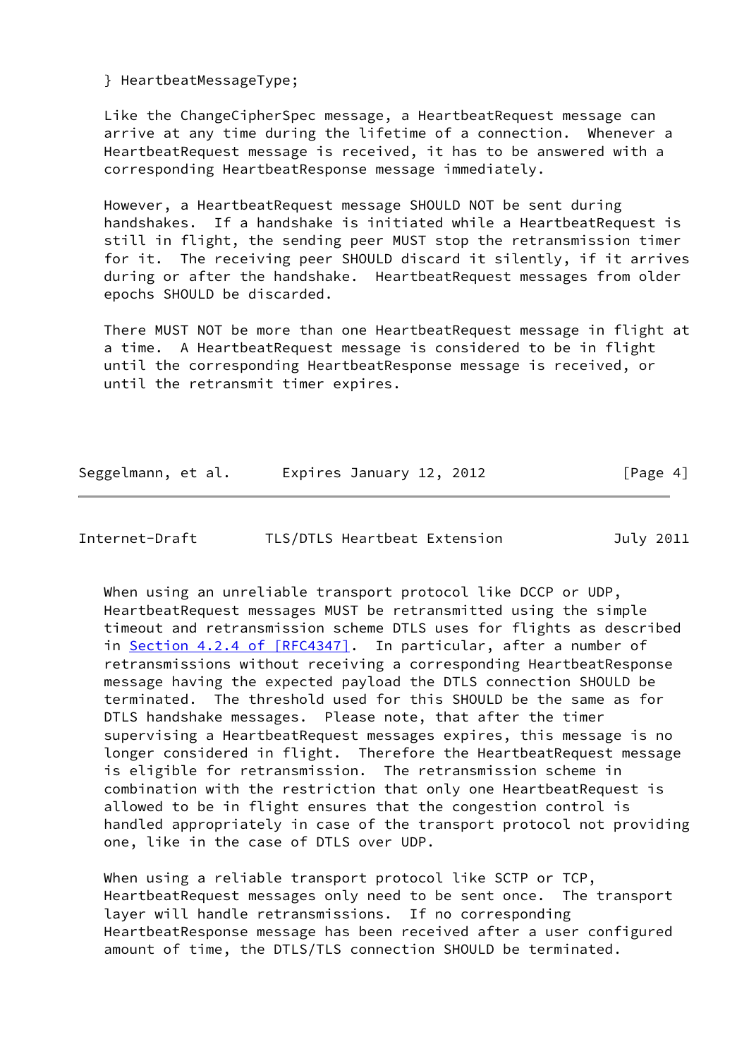```
} HeartbeatMessageType;
```

Like the ChangeCipherSpec message, a HeartbeatRequest message can arrive at any time during the lifetime of a connection. Whenever a HeartbeatRequest message is received, it has to be answered with a corresponding HeartbeatResponse message immediately.

However, a HeartbeatRequest message SHOULD NOT be sent during handshakes. If a handshake is initiated while a HeartbeatRequest is still in flight, the sending peer MUST stop the retransmission timer for it. The receiving peer SHOULD discard it silently, if it arrives during or after the handshake. HeartbeatRequest messages from older epochs SHOULD be discarded.

There MUST NOT be more than one HeartbeatRequest message in flight at a time. A HeartbeatRequest message is considered to be in flight until the corresponding HeartbeatResponse message is received, or until the retransmit timer expires.

When using an unreliable transport protocol like DCCP or UDP, HeartbeatRequest messages MUST be retransmitted using the simple timeout and retransmission scheme DTLS uses for flights as described in Section 4.2.4 of [RFC4347]. In particular, after a number of retransmissions without receiving a corresponding HeartbeatResponse message having the expected payload the DTLS connection SHOULD be terminated. The threshold used for this SHOULD be the same as for DTLS handshake messages. Please note, that after the timer supervising a HeartbeatRequest messages expires, this message is no longer considered in flight. Therefore the HeartbeatRequest message is eligible for retransmission. The retransmission scheme in combination with the restriction that only one HeartbeatRequest is allowed to be in flight ensures that the congestion control is handled appropriately in case of the transport protocol not providing one, like in the case of DTLS over UDP.

When using a reliable transport protocol like SCTP or TCP, HeartbeatRequest messages only need to be sent once. The transport layer will handle retransmissions. If no corresponding HeartbeatResponse message has been received after a user configured amount of time, the DTLS/TLS connection SHOULD be terminated.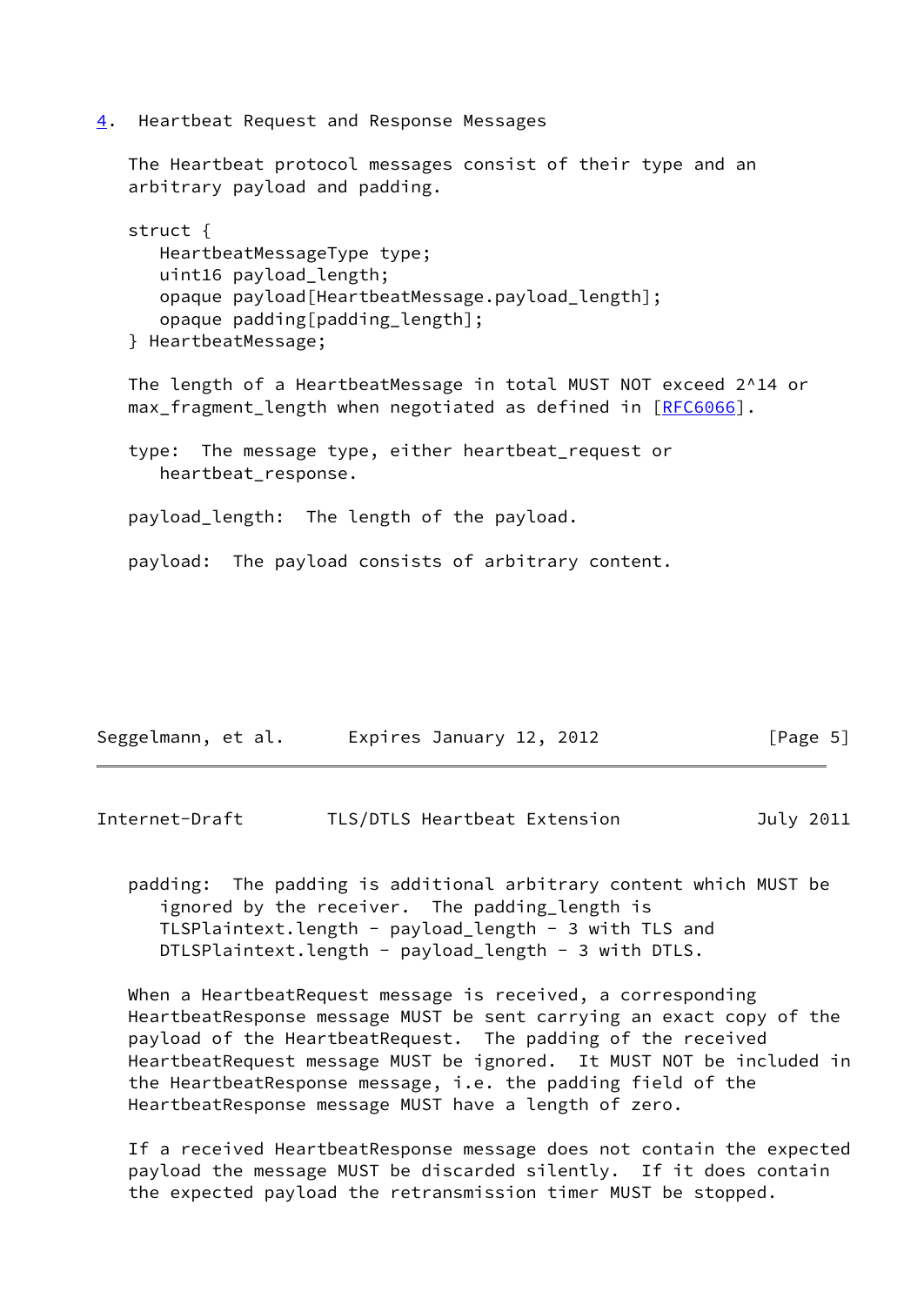## 4. Heartbeat Request and Response Messages

The Heartbeat protocol messages consist of their type and an arbitrary payload and padding.

```
struct {
   HeartbeatMessageType type;
   uint16 payload_length;
   opaque payload[HeartbeatMessage.payload_length];
   opaque padding[padding_length];
} HeartbeatMessage;
```

The length of a HeartbeatMessage in total MUST NOT exceed 2^14 or max_fragment_length when negotiated as defined in [RFC6066].

type: The message type, either heartbeat_request or heartbeat_response.

payload_length: The length of the payload.

payload: The payload consists of arbitrary content.

padding: The padding is additional arbitrary content which MUST be ignored by the receiver. The padding_length is TLSPlaintext.length - payload_length - 3 with TLS and DTLSPlaintext.length - payload_length - 3 with DTLS.

When a HeartbeatRequest message is received, a corresponding HeartbeatResponse message MUST be sent carrying an exact copy of the payload of the HeartbeatRequest. The padding of the received HeartbeatRequest message MUST be ignored. It MUST NOT be included in the HeartbeatResponse message, i.e. the padding field of the HeartbeatResponse message MUST have a length of zero.

If a received HeartbeatResponse message does not contain the expected payload the message MUST be discarded silently. If it does contain the expected payload the retransmission timer MUST be stopped.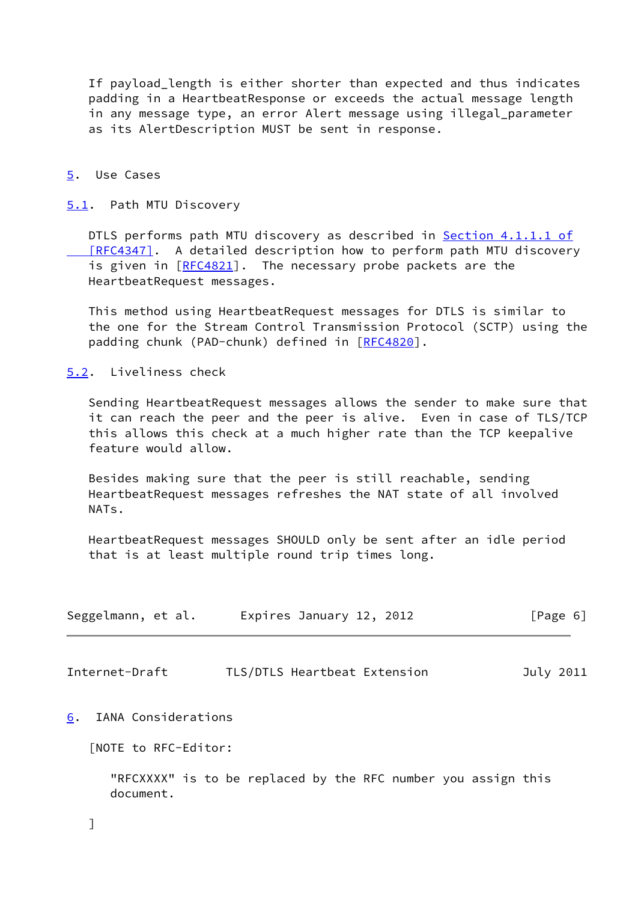If payload_length is either shorter than expected and thus indicates padding in a HeartbeatResponse or exceeds the actual message length in any message type, an error Alert message using illegal_parameter as its AlertDescription MUST be sent in response.

## 5. Use Cases

### 5.1. Path MTU Discovery

DTLS performs path MTU discovery as described in Section 4.1.1.1 of [RFC4347]. A detailed description how to perform path MTU discovery is given in [RFC4821]. The necessary probe packets are the HeartbeatRequest messages.

This method using HeartbeatRequest messages for DTLS is similar to the one for the Stream Control Transmission Protocol (SCTP) using the padding chunk (PAD-chunk) defined in [RFC4820].

### 5.2. Liveliness check

Sending HeartbeatRequest messages allows the sender to make sure that it can reach the peer and the peer is alive. Even in case of TLS/TCP this allows this check at a much higher rate than the TCP keepalive feature would allow.

Besides making sure that the peer is still reachable, sending HeartbeatRequest messages refreshes the NAT state of all involved NATs.

HeartbeatRequest messages SHOULD only be sent after an idle period that is at least multiple round trip times long.

## 6. IANA Considerations

[NOTE to RFC-Editor:

"RFCXXXX" is to be replaced by the RFC number you assign this document.

]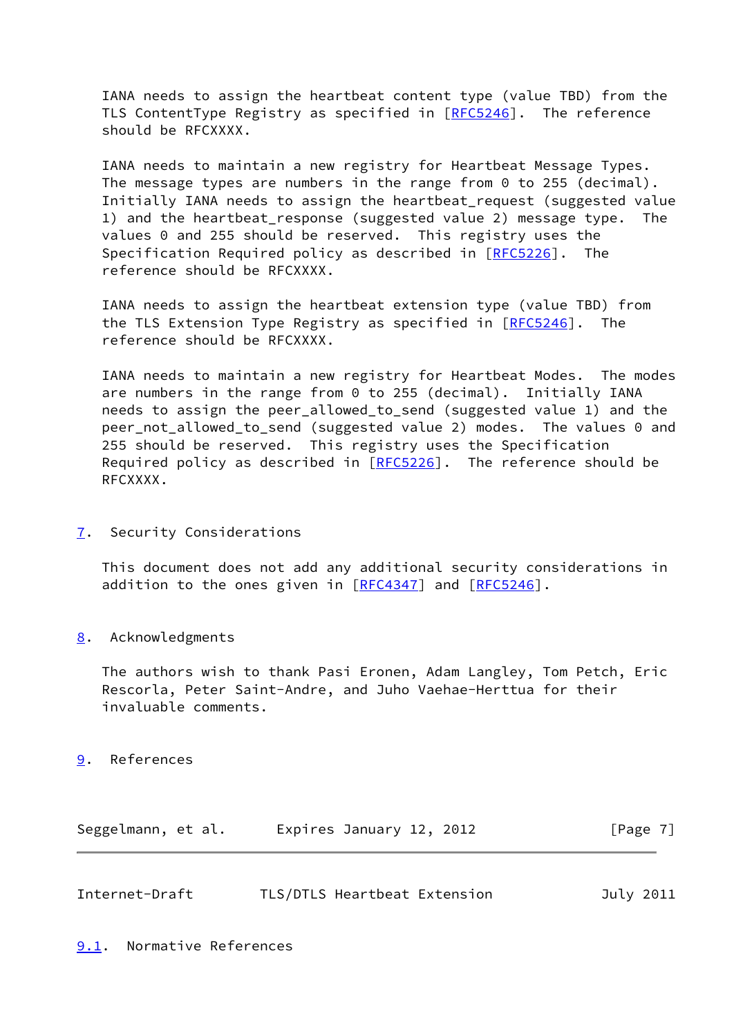IANA needs to assign the heartbeat content type (value TBD) from the TLS ContentType Registry as specified in [RFC5246]. The reference should be RFCXXXX.

IANA needs to maintain a new registry for Heartbeat Message Types. The message types are numbers in the range from 0 to 255 (decimal). Initially IANA needs to assign the heartbeat_request (suggested value 1) and the heartbeat_response (suggested value 2) message type. The values 0 and 255 should be reserved. This registry uses the Specification Required policy as described in [RFC5226]. The reference should be RFCXXXX.

IANA needs to assign the heartbeat extension type (value TBD) from the TLS Extension Type Registry as specified in [RFC5246]. The reference should be RFCXXXX.

IANA needs to maintain a new registry for Heartbeat Modes. The modes are numbers in the range from 0 to 255 (decimal). Initially IANA needs to assign the peer_allowed_to_send (suggested value 1) and the peer_not_allowed_to_send (suggested value 2) modes. The values 0 and 255 should be reserved. This registry uses the Specification Required policy as described in [RFC5226]. The reference should be RFCXXXX.

## 7. Security Considerations

This document does not add any additional security considerations in addition to the ones given in [RFC4347] and [RFC5246].

## 8. Acknowledgments

The authors wish to thank Pasi Eronen, Adam Langley, Tom Petch, Eric Rescorla, Peter Saint-Andre, and Juho Vaehae-Herttua for their invaluable comments.

## 9. References

### 9.1. Normative References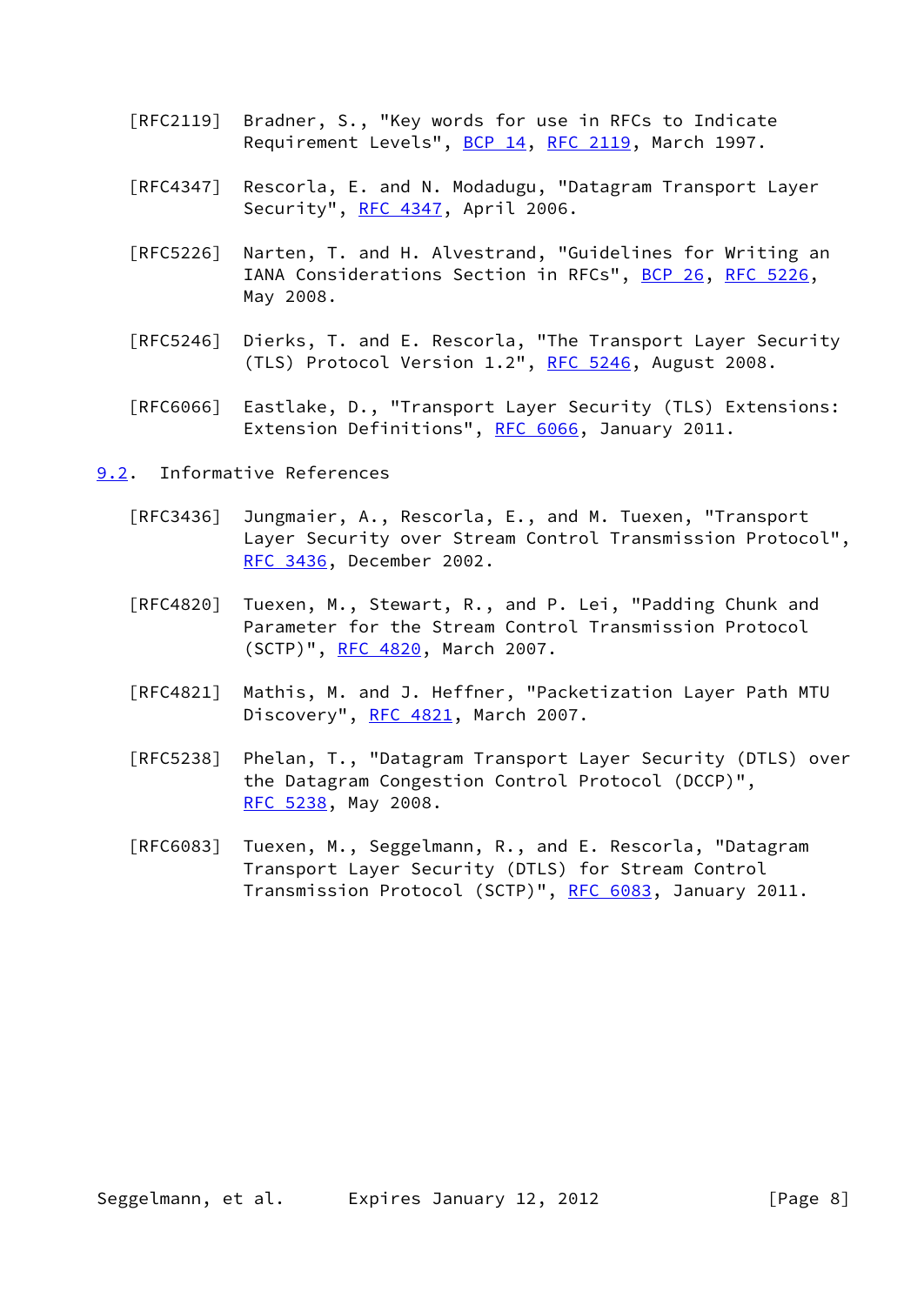[RFC2119] Bradner, S., "Key words for use in RFCs to Indicate Requirement Levels", BCP 14, RFC 2119, March 1997.

[RFC4347] Rescorla, E. and N. Modadugu, "Datagram Transport Layer Security", RFC 4347, April 2006.

[RFC5226] Narten, T. and H. Alvestrand, "Guidelines for Writing an IANA Considerations Section in RFCs", BCP 26, RFC 5226, May 2008.

[RFC5246] Dierks, T. and E. Rescorla, "The Transport Layer Security (TLS) Protocol Version 1.2", RFC 5246, August 2008.

[RFC6066] Eastlake, D., "Transport Layer Security (TLS) Extensions: Extension Definitions", RFC 6066, January 2011.

## 9.2. Informative References

[RFC3436] Jungmaier, A., Rescorla, E., and M. Tuexen, "Transport Layer Security over Stream Control Transmission Protocol", RFC 3436, December 2002.

[RFC4820] Tuexen, M., Stewart, R., and P. Lei, "Padding Chunk and Parameter for the Stream Control Transmission Protocol (SCTP)", RFC 4820, March 2007.

[RFC4821] Mathis, M. and J. Heffner, "Packetization Layer Path MTU Discovery", RFC 4821, March 2007.

[RFC5238] Phelan, T., "Datagram Transport Layer Security (DTLS) over the Datagram Congestion Control Protocol (DCCP)", RFC 5238, May 2008.

[RFC6083] Tuexen, M., Seggelmann, R., and E. Rescorla, "Datagram Transport Layer Security (DTLS) for Stream Control Transmission Protocol (SCTP)", RFC 6083, January 2011.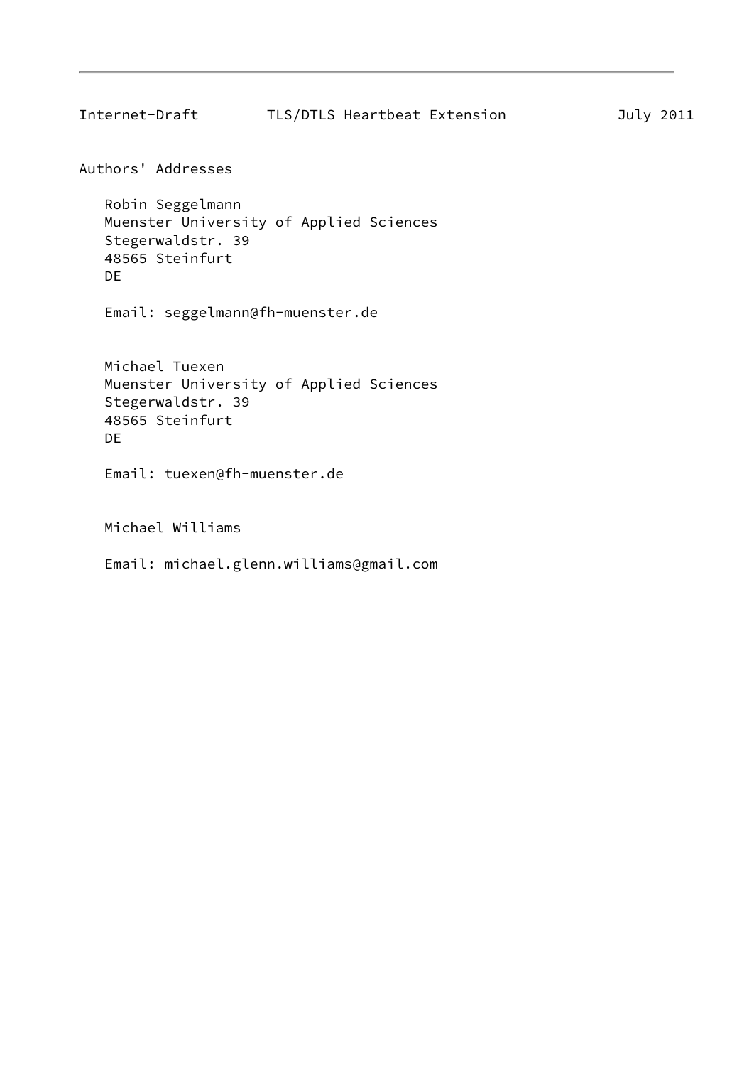## Authors' Addresses

Robin Seggelmann
Muenster University of Applied Sciences
Stegerwaldstr. 39
48565 Steinfurt
DE

Email: seggelmann@fh-muenster.de

Michael Tuexen
Muenster University of Applied Sciences
Stegerwaldstr. 39
48565 Steinfurt
DE

Email: tuexen@fh-muenster.de

Michael Williams

Email: michael.glenn.williams@gmail.com